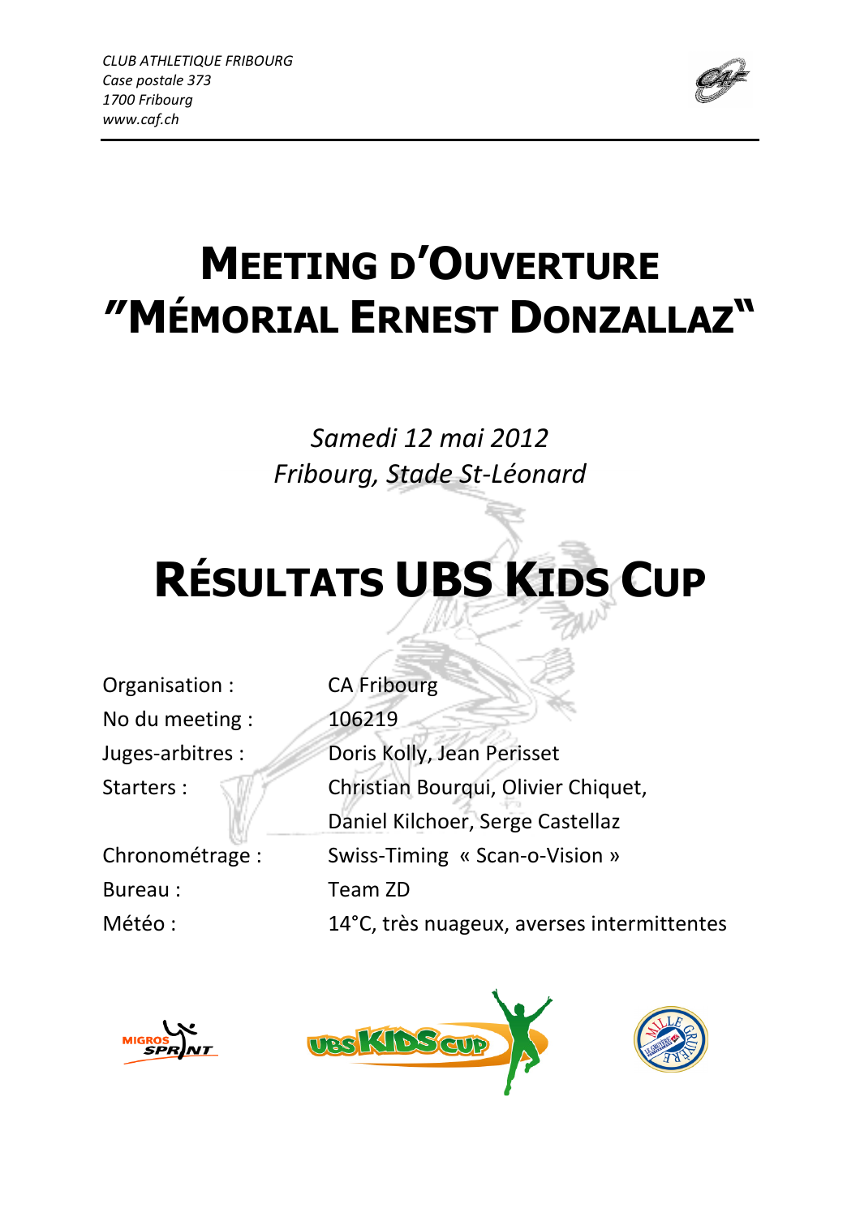*CLUB ATHLETIQUE FRIBOURG*
*Case postale 373*
*1700 Fribourg*
*www.caf.ch*

# MEETING D'OUVERTURE "MÉMORIAL ERNEST DONZALLAZ"

*Samedi 12 mai 2012*
*Fribourg, Stade St-Léonard*

# RÉSULTATS UBS KIDS CUP

| | |
|---|---|
| Organisation : | CA Fribourg |
| No du meeting : | 106219 |
| Juges-arbitres : | Doris Kolly, Jean Perisset |
| Starters : | Christian Bourqui, Olivier Chiquet, Daniel Kilchoer, Serge Castellaz |
| Chronométrage : | Swiss-Timing « Scan-o-Vision » |
| Bureau : | Team ZD |
| Météo : | 14°C, très nuageux, averses intermittentes |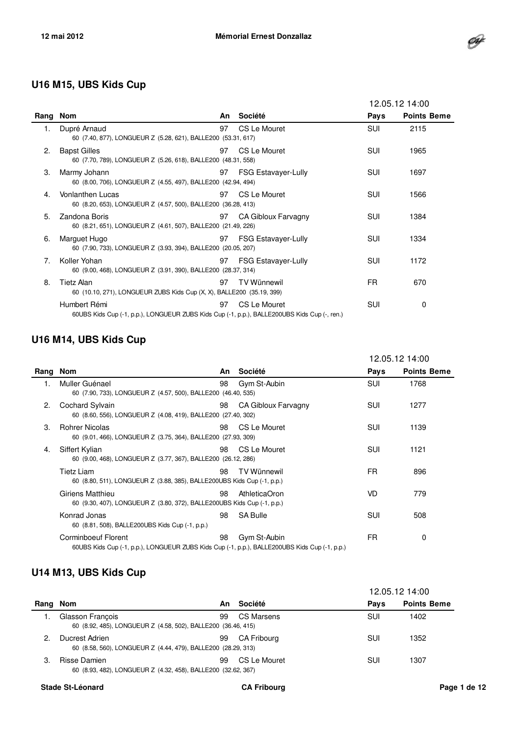## U16 M15, UBS Kids Cup

| Rang | Nom | An | Société | Pays | 12.05.12 14:00 Points Beme |
|---|---|---|---|---|---|
| 1. | Dupré Arnaud<br>60 (7.40, 877), LONGUEUR Z (5.28, 621), BALLE200 (53.31, 617) | 97 | CS Le Mouret | SUI | 2115 |
| 2. | Bapst Gilles<br>60 (7.70, 789), LONGUEUR Z (5.26, 618), BALLE200 (48.31, 558) | 97 | CS Le Mouret | SUI | 1965 |
| 3. | Marmy Johann<br>60 (8.00, 706), LONGUEUR Z (4.55, 497), BALLE200 (42.94, 494) | 97 | FSG Estavayer-Lully | SUI | 1697 |
| 4. | Vonlanthen Lucas<br>60 (8.20, 653), LONGUEUR Z (4.57, 500), BALLE200 (36.28, 413) | 97 | CS Le Mouret | SUI | 1566 |
| 5. | Zandona Boris<br>60 (8.21, 651), LONGUEUR Z (4.61, 507), BALLE200 (21.49, 226) | 97 | CA Gibloux Farvagny | SUI | 1384 |
| 6. | Marguet Hugo<br>60 (7.90, 733), LONGUEUR Z (3.93, 394), BALLE200 (20.05, 207) | 97 | FSG Estavayer-Lully | SUI | 1334 |
| 7. | Koller Yohan<br>60 (9.00, 468), LONGUEUR Z (3.91, 390), BALLE200 (28.37, 314) | 97 | FSG Estavayer-Lully | SUI | 1172 |
| 8. | Tietz Alan<br>60 (10.10, 271), LONGUEUR ZUBS Kids Cup (X, X), BALLE200 (35.19, 399) | 97 | TV Wünnewil | FR | 670 |
| | Humbert Rémi<br>60UBS Kids Cup (-1, p.p.), LONGUEUR ZUBS Kids Cup (-1, p.p.), BALLE200UBS Kids Cup (-, ren.) | 97 | CS Le Mouret | SUI | 0 |

## U16 M14, UBS Kids Cup

| Rang | Nom | An | Société | Pays | 12.05.12 14:00 Points Beme |
|---|---|---|---|---|---|
| 1. | Muller Guénael<br>60 (7.90, 733), LONGUEUR Z (4.57, 500), BALLE200 (46.40, 535) | 98 | Gym St-Aubin | SUI | 1768 |
| 2. | Cochard Sylvain<br>60 (8.60, 556), LONGUEUR Z (4.08, 419), BALLE200 (27.40, 302) | 98 | CA Gibloux Farvagny | SUI | 1277 |
| 3. | Rohrer Nicolas<br>60 (9.01, 466), LONGUEUR Z (3.75, 364), BALLE200 (27.93, 309) | 98 | CS Le Mouret | SUI | 1139 |
| 4. | Siffert Kylian<br>60 (9.00, 468), LONGUEUR Z (3.77, 367), BALLE200 (26.12, 286) | 98 | CS Le Mouret | SUI | 1121 |
| | Tietz Liam<br>60 (8.80, 511), LONGUEUR Z (3.88, 385), BALLE200UBS Kids Cup (-1, p.p.) | 98 | TV Wünnewil | FR | 896 |
| | Giriens Matthieu<br>60 (9.30, 407), LONGUEUR Z (3.80, 372), BALLE200UBS Kids Cup (-1, p.p.) | 98 | AthleticaOron | VD | 779 |
| | Konrad Jonas<br>60 (8.81, 508), BALLE200UBS Kids Cup (-1, p.p.) | 98 | SA Bulle | SUI | 508 |
| | Corminboeuf Florent<br>60UBS Kids Cup (-1, p.p.), LONGUEUR ZUBS Kids Cup (-1, p.p.), BALLE200UBS Kids Cup (-1, p.p.) | 98 | Gym St-Aubin | FR | 0 |

## U14 M13, UBS Kids Cup

| Rang | Nom | An | Société | Pays | 12.05.12 14:00 Points Beme |
|---|---|---|---|---|---|
| 1. | Glasson François<br>60 (8.92, 485), LONGUEUR Z (4.58, 502), BALLE200 (36.46, 415) | 99 | CS Marsens | SUI | 1402 |
| 2. | Ducrest Adrien<br>60 (8.58, 560), LONGUEUR Z (4.44, 479), BALLE200 (28.29, 313) | 99 | CA Fribourg | SUI | 1352 |
| 3. | Risse Damien<br>60 (8.93, 482), LONGUEUR Z (4.32, 458), BALLE200 (32.62, 367) | 99 | CS Le Mouret | SUI | 1307 |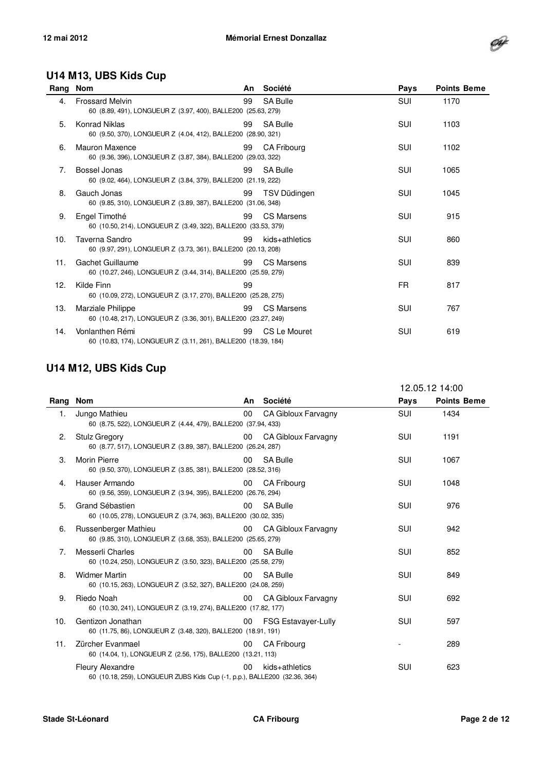## U14 M13, UBS Kids Cup

| Rang | Nom | An | Société | Pays | Points Beme |
|---|---|---|---|---|---|
| 4. | Frossard Melvin<br>60 (8.89, 491), LONGUEUR Z (3.97, 400), BALLE200 (25.63, 279) | 99 | SA Bulle | SUI | 1170 |
| 5. | Konrad Niklas<br>60 (9.50, 370), LONGUEUR Z (4.04, 412), BALLE200 (28.90, 321) | 99 | SA Bulle | SUI | 1103 |
| 6. | Mauron Maxence<br>60 (9.36, 396), LONGUEUR Z (3.87, 384), BALLE200 (29.03, 322) | 99 | CA Fribourg | SUI | 1102 |
| 7. | Bossel Jonas<br>60 (9.02, 464), LONGUEUR Z (3.84, 379), BALLE200 (21.19, 222) | 99 | SA Bulle | SUI | 1065 |
| 8. | Gauch Jonas<br>60 (9.85, 310), LONGUEUR Z (3.89, 387), BALLE200 (31.06, 348) | 99 | TSV Düdingen | SUI | 1045 |
| 9. | Engel Timothé<br>60 (10.50, 214), LONGUEUR Z (3.49, 322), BALLE200 (33.53, 379) | 99 | CS Marsens | SUI | 915 |
| 10. | Taverna Sandro<br>60 (9.97, 291), LONGUEUR Z (3.73, 361), BALLE200 (20.13, 208) | 99 | kids+athletics | SUI | 860 |
| 11. | Gachet Guillaume<br>60 (10.27, 246), LONGUEUR Z (3.44, 314), BALLE200 (25.59, 279) | 99 | CS Marsens | SUI | 839 |
| 12. | Kilde Finn<br>60 (10.09, 272), LONGUEUR Z (3.17, 270), BALLE200 (25.28, 275) | 99 | | FR | 817 |
| 13. | Marziale Philippe<br>60 (10.48, 217), LONGUEUR Z (3.36, 301), BALLE200 (23.27, 249) | 99 | CS Marsens | SUI | 767 |
| 14. | Vonlanthen Rémi<br>60 (10.83, 174), LONGUEUR Z (3.11, 261), BALLE200 (18.39, 184) | 99 | CS Le Mouret | SUI | 619 |

## U14 M12, UBS Kids Cup

12.05.12 14:00

| Rang | Nom | An | Société | Pays | Points Beme |
|---|---|---|---|---|---|
| 1. | Jungo Mathieu<br>60 (8.75, 522), LONGUEUR Z (4.44, 479), BALLE200 (37.94, 433) | 00 | CA Gibloux Farvagny | SUI | 1434 |
| 2. | Stulz Gregory<br>60 (8.77, 517), LONGUEUR Z (3.89, 387), BALLE200 (26.24, 287) | 00 | CA Gibloux Farvagny | SUI | 1191 |
| 3. | Morin Pierre<br>60 (9.50, 370), LONGUEUR Z (3.85, 381), BALLE200 (28.52, 316) | 00 | SA Bulle | SUI | 1067 |
| 4. | Hauser Armando<br>60 (9.56, 359), LONGUEUR Z (3.94, 395), BALLE200 (26.76, 294) | 00 | CA Fribourg | SUI | 1048 |
| 5. | Grand Sébastien<br>60 (10.05, 278), LONGUEUR Z (3.74, 363), BALLE200 (30.02, 335) | 00 | SA Bulle | SUI | 976 |
| 6. | Russenberger Mathieu<br>60 (9.85, 310), LONGUEUR Z (3.68, 353), BALLE200 (25.65, 279) | 00 | CA Gibloux Farvagny | SUI | 942 |
| 7. | Messerli Charles<br>60 (10.24, 250), LONGUEUR Z (3.50, 323), BALLE200 (25.58, 279) | 00 | SA Bulle | SUI | 852 |
| 8. | Widmer Martin<br>60 (10.15, 263), LONGUEUR Z (3.52, 327), BALLE200 (24.08, 259) | 00 | SA Bulle | SUI | 849 |
| 9. | Riedo Noah<br>60 (10.30, 241), LONGUEUR Z (3.19, 274), BALLE200 (17.82, 177) | 00 | CA Gibloux Farvagny | SUI | 692 |
| 10. | Gentizon Jonathan<br>60 (11.75, 86), LONGUEUR Z (3.48, 320), BALLE200 (18.91, 191) | 00 | FSG Estavayer-Lully | SUI | 597 |
| 11. | Zürcher Evanmael<br>60 (14.04, 1), LONGUEUR Z (2.56, 175), BALLE200 (13.21, 113) | 00 | CA Fribourg | - | 289 |
| | Fleury Alexandre<br>60 (10.18, 259), LONGUEUR ZUBS Kids Cup (-1, p.p.), BALLE200 (32.36, 364) | 00 | kids+athletics | SUI | 623 |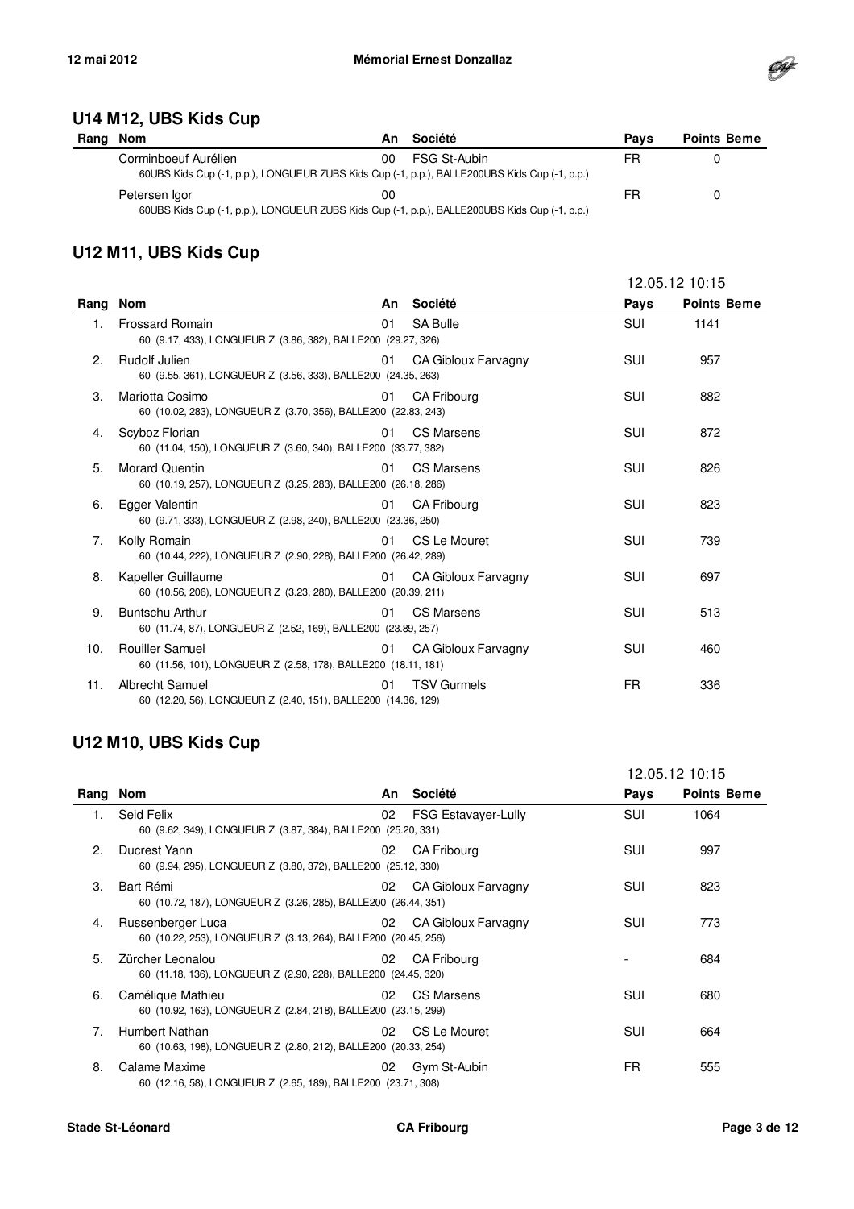## U14 M12, UBS Kids Cup

| Rang | Nom | An | Société | Pays | Points Beme |
|---|---|---|---|---|---|
| | Corminboeuf Aurélien<br>60UBS Kids Cup (-1, p.p.), LONGUEUR ZUBS Kids Cup (-1, p.p.), BALLE200UBS Kids Cup (-1, p.p.) | 00 | FSG St-Aubin | FR | 0 |
| | Petersen Igor<br>60UBS Kids Cup (-1, p.p.), LONGUEUR ZUBS Kids Cup (-1, p.p.), BALLE200UBS Kids Cup (-1, p.p.) | 00 | | FR | 0 |

## U12 M11, UBS Kids Cup

12.05.12 10:15

| Rang | Nom | An | Société | Pays | Points Beme |
|---|---|---|---|---|---|
| 1. | Frossard Romain<br>60 (9.17, 433), LONGUEUR Z (3.86, 382), BALLE200 (29.27, 326) | 01 | SA Bulle | SUI | 1141 |
| 2. | Rudolf Julien<br>60 (9.55, 361), LONGUEUR Z (3.56, 333), BALLE200 (24.35, 263) | 01 | CA Gibloux Farvagny | SUI | 957 |
| 3. | Mariotta Cosimo<br>60 (10.02, 283), LONGUEUR Z (3.70, 356), BALLE200 (22.83, 243) | 01 | CA Fribourg | SUI | 882 |
| 4. | Scyboz Florian<br>60 (11.04, 150), LONGUEUR Z (3.60, 340), BALLE200 (33.77, 382) | 01 | CS Marsens | SUI | 872 |
| 5. | Morard Quentin<br>60 (10.19, 257), LONGUEUR Z (3.25, 283), BALLE200 (26.18, 286) | 01 | CS Marsens | SUI | 826 |
| 6. | Egger Valentin<br>60 (9.71, 333), LONGUEUR Z (2.98, 240), BALLE200 (23.36, 250) | 01 | CA Fribourg | SUI | 823 |
| 7. | Kolly Romain<br>60 (10.44, 222), LONGUEUR Z (2.90, 228), BALLE200 (26.42, 289) | 01 | CS Le Mouret | SUI | 739 |
| 8. | Kapeller Guillaume<br>60 (10.56, 206), LONGUEUR Z (3.23, 280), BALLE200 (20.39, 211) | 01 | CA Gibloux Farvagny | SUI | 697 |
| 9. | Buntschu Arthur<br>60 (11.74, 87), LONGUEUR Z (2.52, 169), BALLE200 (23.89, 257) | 01 | CS Marsens | SUI | 513 |
| 10. | Rouiller Samuel<br>60 (11.56, 101), LONGUEUR Z (2.58, 178), BALLE200 (18.11, 181) | 01 | CA Gibloux Farvagny | SUI | 460 |
| 11. | Albrecht Samuel<br>60 (12.20, 56), LONGUEUR Z (2.40, 151), BALLE200 (14.36, 129) | 01 | TSV Gurmels | FR | 336 |

## U12 M10, UBS Kids Cup

12.05.12 10:15

| Rang | Nom | An | Société | Pays | Points Beme |
|---|---|---|---|---|---|
| 1. | Seid Felix<br>60 (9.62, 349), LONGUEUR Z (3.87, 384), BALLE200 (25.20, 331) | 02 | FSG Estavayer-Lully | SUI | 1064 |
| 2. | Ducrest Yann<br>60 (9.94, 295), LONGUEUR Z (3.80, 372), BALLE200 (25.12, 330) | 02 | CA Fribourg | SUI | 997 |
| 3. | Bart Rémi<br>60 (10.72, 187), LONGUEUR Z (3.26, 285), BALLE200 (26.44, 351) | 02 | CA Gibloux Farvagny | SUI | 823 |
| 4. | Russenberger Luca<br>60 (10.22, 253), LONGUEUR Z (3.13, 264), BALLE200 (20.45, 256) | 02 | CA Gibloux Farvagny | SUI | 773 |
| 5. | Zürcher Leonalou<br>60 (11.18, 136), LONGUEUR Z (2.90, 228), BALLE200 (24.45, 320) | 02 | CA Fribourg | - | 684 |
| 6. | Camélique Mathieu<br>60 (10.92, 163), LONGUEUR Z (2.84, 218), BALLE200 (23.15, 299) | 02 | CS Marsens | SUI | 680 |
| 7. | Humbert Nathan<br>60 (10.63, 198), LONGUEUR Z (2.80, 212), BALLE200 (20.33, 254) | 02 | CS Le Mouret | SUI | 664 |
| 8. | Calame Maxime<br>60 (12.16, 58), LONGUEUR Z (2.65, 189), BALLE200 (23.71, 308) | 02 | Gym St-Aubin | FR | 555 |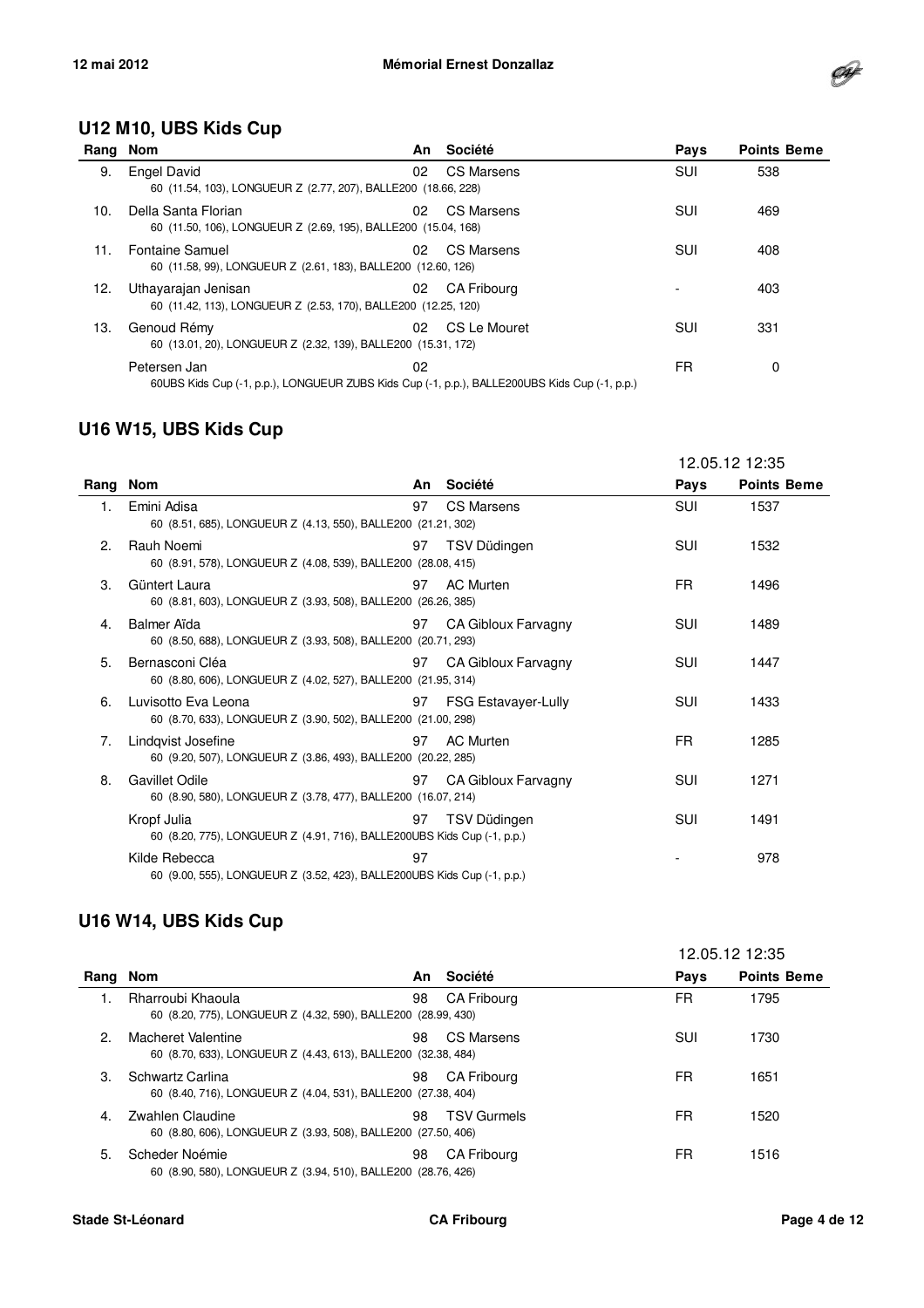## U12 M10, UBS Kids Cup

| Rang | Nom | An | Société | Pays | Points Beme |
|---|---|---|---|---|---|
| 9. | Engel David<br>60 (11.54, 103), LONGUEUR Z (2.77, 207), BALLE200 (18.66, 228) | 02 | CS Marsens | SUI | 538 |
| 10. | Della Santa Florian<br>60 (11.50, 106), LONGUEUR Z (2.69, 195), BALLE200 (15.04, 168) | 02 | CS Marsens | SUI | 469 |
| 11. | Fontaine Samuel<br>60 (11.58, 99), LONGUEUR Z (2.61, 183), BALLE200 (12.60, 126) | 02 | CS Marsens | SUI | 408 |
| 12. | Uthayarajan Jenisan<br>60 (11.42, 113), LONGUEUR Z (2.53, 170), BALLE200 (12.25, 120) | 02 | CA Fribourg | - | 403 |
| 13. | Genoud Rémy<br>60 (13.01, 20), LONGUEUR Z (2.32, 139), BALLE200 (15.31, 172) | 02 | CS Le Mouret | SUI | 331 |
| | Petersen Jan<br>60UBS Kids Cup (-1, p.p.), LONGUEUR ZUBS Kids Cup (-1, p.p.), BALLE200UBS Kids Cup (-1, p.p.) | 02 | | FR | 0 |

## U16 W15, UBS Kids Cup

12.05.12 12:35

| Rang | Nom | An | Société | Pays | Points Beme |
|---|---|---|---|---|---|
| 1. | Emini Adisa<br>60 (8.51, 685), LONGUEUR Z (4.13, 550), BALLE200 (21.21, 302) | 97 | CS Marsens | SUI | 1537 |
| 2. | Rauh Noemi<br>60 (8.91, 578), LONGUEUR Z (4.08, 539), BALLE200 (28.08, 415) | 97 | TSV Düdingen | SUI | 1532 |
| 3. | Güntert Laura<br>60 (8.81, 603), LONGUEUR Z (3.93, 508), BALLE200 (26.26, 385) | 97 | AC Murten | FR | 1496 |
| 4. | Balmer Aïda<br>60 (8.50, 688), LONGUEUR Z (3.93, 508), BALLE200 (20.71, 293) | 97 | CA Gibloux Farvagny | SUI | 1489 |
| 5. | Bernasconi Cléa<br>60 (8.80, 606), LONGUEUR Z (4.02, 527), BALLE200 (21.95, 314) | 97 | CA Gibloux Farvagny | SUI | 1447 |
| 6. | Luvisotto Eva Leona<br>60 (8.70, 633), LONGUEUR Z (3.90, 502), BALLE200 (21.00, 298) | 97 | FSG Estavayer-Lully | SUI | 1433 |
| 7. | Lindqvist Josefine<br>60 (9.20, 507), LONGUEUR Z (3.86, 493), BALLE200 (20.22, 285) | 97 | AC Murten | FR | 1285 |
| 8. | Gavillet Odile<br>60 (8.90, 580), LONGUEUR Z (3.78, 477), BALLE200 (16.07, 214) | 97 | CA Gibloux Farvagny | SUI | 1271 |
| | Kropf Julia<br>60 (8.20, 775), LONGUEUR Z (4.91, 716), BALLE200UBS Kids Cup (-1, p.p.) | 97 | TSV Düdingen | SUI | 1491 |
| | Kilde Rebecca<br>60 (9.00, 555), LONGUEUR Z (3.52, 423), BALLE200UBS Kids Cup (-1, p.p.) | 97 | | - | 978 |

## U16 W14, UBS Kids Cup

12.05.12 12:35

| Rang | Nom | An | Société | Pays | Points Beme |
|---|---|---|---|---|---|
| 1. | Rharroubi Khaoula<br>60 (8.20, 775), LONGUEUR Z (4.32, 590), BALLE200 (28.99, 430) | 98 | CA Fribourg | FR | 1795 |
| 2. | Macheret Valentine<br>60 (8.70, 633), LONGUEUR Z (4.43, 613), BALLE200 (32.38, 484) | 98 | CS Marsens | SUI | 1730 |
| 3. | Schwartz Carlina<br>60 (8.40, 716), LONGUEUR Z (4.04, 531), BALLE200 (27.38, 404) | 98 | CA Fribourg | FR | 1651 |
| 4. | Zwahlen Claudine<br>60 (8.80, 606), LONGUEUR Z (3.93, 508), BALLE200 (27.50, 406) | 98 | TSV Gurmels | FR | 1520 |
| 5. | Scheder Noémie<br>60 (8.90, 580), LONGUEUR Z (3.94, 510), BALLE200 (28.76, 426) | 98 | CA Fribourg | FR | 1516 |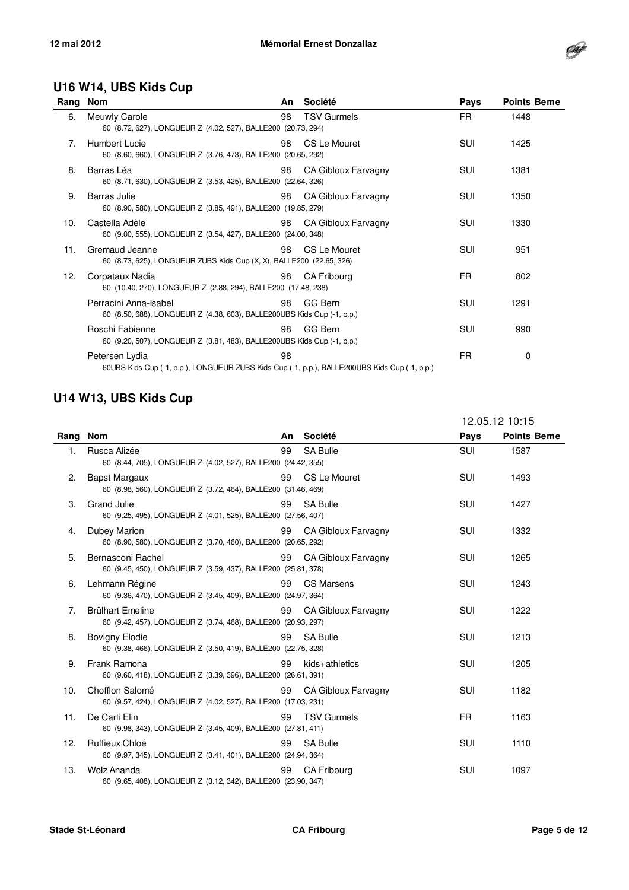## U16 W14, UBS Kids Cup

| Rang | Nom | An | Société | Pays | Points Beme |
|---|---|---|---|---|---|
| 6. | Meuwly Carole<br>60 (8.72, 627), LONGUEUR Z (4.02, 527), BALLE200 (20.73, 294) | 98 | TSV Gurmels | FR | 1448 |
| 7. | Humbert Lucie<br>60 (8.60, 660), LONGUEUR Z (3.76, 473), BALLE200 (20.65, 292) | 98 | CS Le Mouret | SUI | 1425 |
| 8. | Barras Léa<br>60 (8.71, 630), LONGUEUR Z (3.53, 425), BALLE200 (22.64, 326) | 98 | CA Gibloux Farvagny | SUI | 1381 |
| 9. | Barras Julie<br>60 (8.90, 580), LONGUEUR Z (3.85, 491), BALLE200 (19.85, 279) | 98 | CA Gibloux Farvagny | SUI | 1350 |
| 10. | Castella Adèle<br>60 (9.00, 555), LONGUEUR Z (3.54, 427), BALLE200 (24.00, 348) | 98 | CA Gibloux Farvagny | SUI | 1330 |
| 11. | Gremaud Jeanne<br>60 (8.73, 625), LONGUEUR ZUBS Kids Cup (X, X), BALLE200 (22.65, 326) | 98 | CS Le Mouret | SUI | 951 |
| 12. | Corpataux Nadia<br>60 (10.40, 270), LONGUEUR Z (2.88, 294), BALLE200 (17.48, 238) | 98 | CA Fribourg | FR | 802 |
| | Perracini Anna-Isabel<br>60 (8.50, 688), LONGUEUR Z (4.38, 603), BALLE200UBS Kids Cup (-1, p.p.) | 98 | GG Bern | SUI | 1291 |
| | Roschi Fabienne<br>60 (9.20, 507), LONGUEUR Z (3.81, 483), BALLE200UBS Kids Cup (-1, p.p.) | 98 | GG Bern | SUI | 990 |
| | Petersen Lydia<br>60UBS Kids Cup (-1, p.p.), LONGUEUR ZUBS Kids Cup (-1, p.p.), BALLE200UBS Kids Cup (-1, p.p.) | 98 | | FR | 0 |

## U14 W13, UBS Kids Cup

12.05.12 10:15

| Rang | Nom | An | Société | Pays | Points Beme |
|---|---|---|---|---|---|
| 1. | Rusca Alizée<br>60 (8.44, 705), LONGUEUR Z (4.02, 527), BALLE200 (24.42, 355) | 99 | SA Bulle | SUI | 1587 |
| 2. | Bapst Margaux<br>60 (8.98, 560), LONGUEUR Z (3.72, 464), BALLE200 (31.46, 469) | 99 | CS Le Mouret | SUI | 1493 |
| 3. | Grand Julie<br>60 (9.25, 495), LONGUEUR Z (4.01, 525), BALLE200 (27.56, 407) | 99 | SA Bulle | SUI | 1427 |
| 4. | Dubey Marion<br>60 (8.90, 580), LONGUEUR Z (3.70, 460), BALLE200 (20.65, 292) | 99 | CA Gibloux Farvagny | SUI | 1332 |
| 5. | Bernasconi Rachel<br>60 (9.45, 450), LONGUEUR Z (3.59, 437), BALLE200 (25.81, 378) | 99 | CA Gibloux Farvagny | SUI | 1265 |
| 6. | Lehmann Régine<br>60 (9.36, 470), LONGUEUR Z (3.45, 409), BALLE200 (24.97, 364) | 99 | CS Marsens | SUI | 1243 |
| 7. | Brülhart Emeline<br>60 (9.42, 457), LONGUEUR Z (3.74, 468), BALLE200 (20.93, 297) | 99 | CA Gibloux Farvagny | SUI | 1222 |
| 8. | Bovigny Elodie<br>60 (9.38, 466), LONGUEUR Z (3.50, 419), BALLE200 (22.75, 328) | 99 | SA Bulle | SUI | 1213 |
| 9. | Frank Ramona<br>60 (9.60, 418), LONGUEUR Z (3.39, 396), BALLE200 (26.61, 391) | 99 | kids+athletics | SUI | 1205 |
| 10. | Chofflon Salomé<br>60 (9.57, 424), LONGUEUR Z (4.02, 527), BALLE200 (17.03, 231) | 99 | CA Gibloux Farvagny | SUI | 1182 |
| 11. | De Carli Elin<br>60 (9.98, 343), LONGUEUR Z (3.45, 409), BALLE200 (27.81, 411) | 99 | TSV Gurmels | FR | 1163 |
| 12. | Ruffieux Chloé<br>60 (9.97, 345), LONGUEUR Z (3.41, 401), BALLE200 (24.94, 364) | 99 | SA Bulle | SUI | 1110 |
| 13. | Wolz Ananda<br>60 (9.65, 408), LONGUEUR Z (3.12, 342), BALLE200 (23.90, 347) | 99 | CA Fribourg | SUI | 1097 |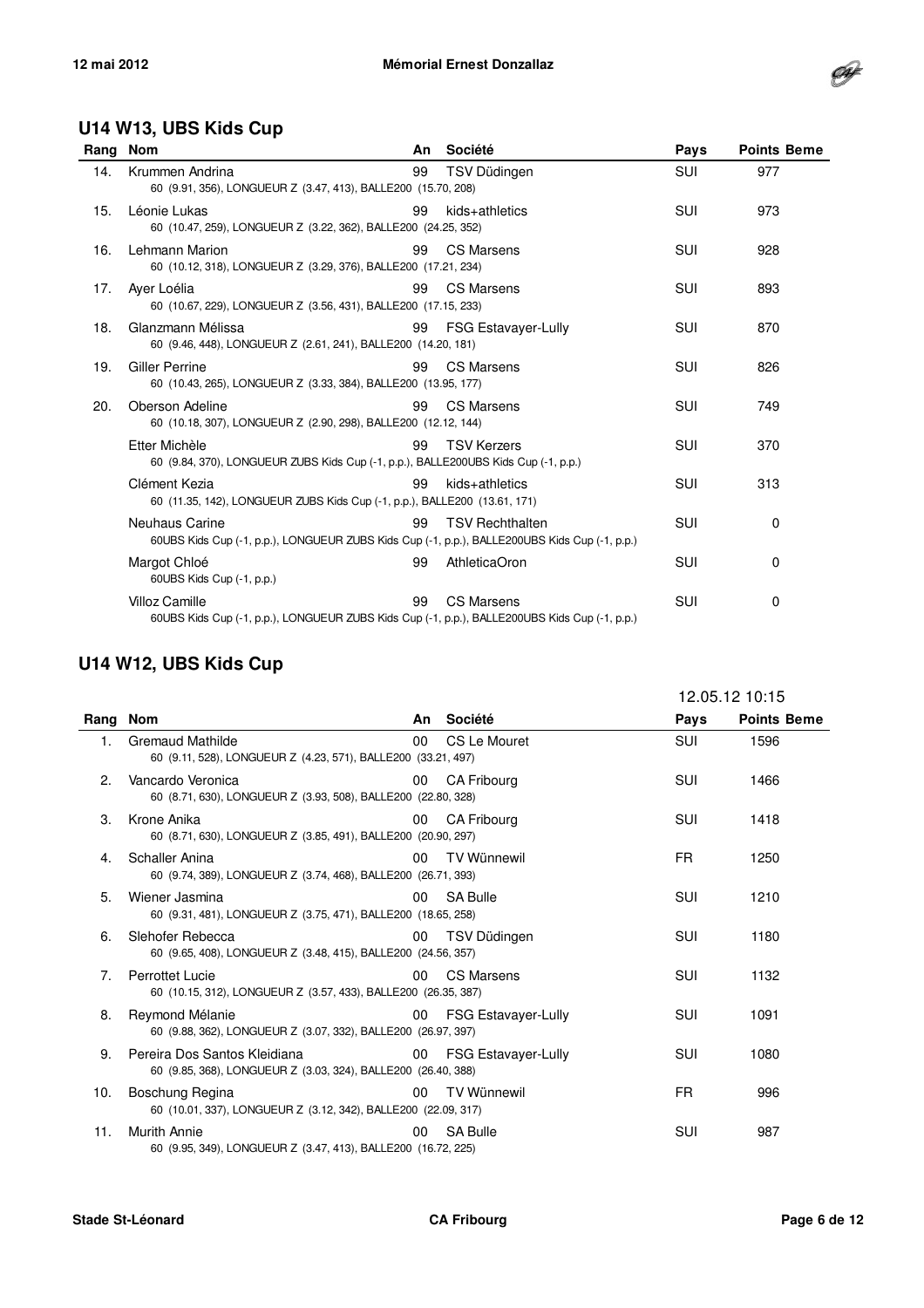## U14 W13, UBS Kids Cup

| Rang | Nom | An | Société | Pays | Points Beme |
|---|---|---|---|---|---|
| 14. | Krummen Andrina<br>60 (9.91, 356), LONGUEUR Z (3.47, 413), BALLE200 (15.70, 208) | 99 | TSV Düdingen | SUI | 977 |
| 15. | Léonie Lukas<br>60 (10.47, 259), LONGUEUR Z (3.22, 362), BALLE200 (24.25, 352) | 99 | kids+athletics | SUI | 973 |
| 16. | Lehmann Marion<br>60 (10.12, 318), LONGUEUR Z (3.29, 376), BALLE200 (17.21, 234) | 99 | CS Marsens | SUI | 928 |
| 17. | Ayer Loélia<br>60 (10.67, 229), LONGUEUR Z (3.56, 431), BALLE200 (17.15, 233) | 99 | CS Marsens | SUI | 893 |
| 18. | Glanzmann Mélissa<br>60 (9.46, 448), LONGUEUR Z (2.61, 241), BALLE200 (14.20, 181) | 99 | FSG Estavayer-Lully | SUI | 870 |
| 19. | Giller Perrine<br>60 (10.43, 265), LONGUEUR Z (3.33, 384), BALLE200 (13.95, 177) | 99 | CS Marsens | SUI | 826 |
| 20. | Oberson Adeline<br>60 (10.18, 307), LONGUEUR Z (2.90, 298), BALLE200 (12.12, 144) | 99 | CS Marsens | SUI | 749 |
| | Etter Michèle<br>60 (9.84, 370), LONGUEUR ZUBS Kids Cup (-1, p.p.), BALLE200UBS Kids Cup (-1, p.p.) | 99 | TSV Kerzers | SUI | 370 |
| | Clément Kezia<br>60 (11.35, 142), LONGUEUR ZUBS Kids Cup (-1, p.p.), BALLE200 (13.61, 171) | 99 | kids+athletics | SUI | 313 |
| | Neuhaus Carine<br>60UBS Kids Cup (-1, p.p.), LONGUEUR ZUBS Kids Cup (-1, p.p.), BALLE200UBS Kids Cup (-1, p.p.) | 99 | TSV Rechthalten | SUI | 0 |
| | Margot Chloé<br>60UBS Kids Cup (-1, p.p.) | 99 | AthleticaOron | SUI | 0 |
| | Villoz Camille<br>60UBS Kids Cup (-1, p.p.), LONGUEUR ZUBS Kids Cup (-1, p.p.), BALLE200UBS Kids Cup (-1, p.p.) | 99 | CS Marsens | SUI | 0 |

## U14 W12, UBS Kids Cup

12.05.12 10:15

| Rang | Nom | An | Société | Pays | Points Beme |
|---|---|---|---|---|---|
| 1. | Gremaud Mathilde<br>60 (9.11, 528), LONGUEUR Z (4.23, 571), BALLE200 (33.21, 497) | 00 | CS Le Mouret | SUI | 1596 |
| 2. | Vancardo Veronica<br>60 (8.71, 630), LONGUEUR Z (3.93, 508), BALLE200 (22.80, 328) | 00 | CA Fribourg | SUI | 1466 |
| 3. | Krone Anika<br>60 (8.71, 630), LONGUEUR Z (3.85, 491), BALLE200 (20.90, 297) | 00 | CA Fribourg | SUI | 1418 |
| 4. | Schaller Anina<br>60 (9.74, 389), LONGUEUR Z (3.74, 468), BALLE200 (26.71, 393) | 00 | TV Wünnewil | FR | 1250 |
| 5. | Wiener Jasmina<br>60 (9.31, 481), LONGUEUR Z (3.75, 471), BALLE200 (18.65, 258) | 00 | SA Bulle | SUI | 1210 |
| 6. | Slehofer Rebecca<br>60 (9.65, 408), LONGUEUR Z (3.48, 415), BALLE200 (24.56, 357) | 00 | TSV Düdingen | SUI | 1180 |
| 7. | Perrottet Lucie<br>60 (10.15, 312), LONGUEUR Z (3.57, 433), BALLE200 (26.35, 387) | 00 | CS Marsens | SUI | 1132 |
| 8. | Reymond Mélanie<br>60 (9.88, 362), LONGUEUR Z (3.07, 332), BALLE200 (26.97, 397) | 00 | FSG Estavayer-Lully | SUI | 1091 |
| 9. | Pereira Dos Santos Kleidiana<br>60 (9.85, 368), LONGUEUR Z (3.03, 324), BALLE200 (26.40, 388) | 00 | FSG Estavayer-Lully | SUI | 1080 |
| 10. | Boschung Regina<br>60 (10.01, 337), LONGUEUR Z (3.12, 342), BALLE200 (22.09, 317) | 00 | TV Wünnewil | FR | 996 |
| 11. | Murith Annie<br>60 (9.95, 349), LONGUEUR Z (3.47, 413), BALLE200 (16.72, 225) | 00 | SA Bulle | SUI | 987 |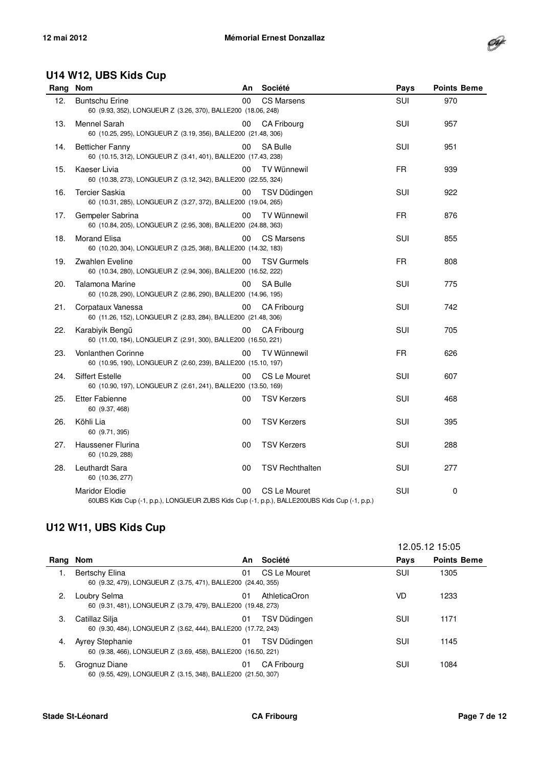## U14 W12, UBS Kids Cup

| Rang | Nom | An | Société | Pays | Points Beme |
|---|---|---|---|---|---|
| 12. | Buntschu Erine<br>60 (9.93, 352), LONGUEUR Z (3.26, 370), BALLE200 (18.06, 248) | 00 | CS Marsens | SUI | 970 |
| 13. | Mennel Sarah<br>60 (10.25, 295), LONGUEUR Z (3.19, 356), BALLE200 (21.48, 306) | 00 | CA Fribourg | SUI | 957 |
| 14. | Betticher Fanny<br>60 (10.15, 312), LONGUEUR Z (3.41, 401), BALLE200 (17.43, 238) | 00 | SA Bulle | SUI | 951 |
| 15. | Kaeser Livia<br>60 (10.38, 273), LONGUEUR Z (3.12, 342), BALLE200 (22.55, 324) | 00 | TV Wünnewil | FR | 939 |
| 16. | Tercier Saskia<br>60 (10.31, 285), LONGUEUR Z (3.27, 372), BALLE200 (19.04, 265) | 00 | TSV Düdingen | SUI | 922 |
| 17. | Gempeler Sabrina<br>60 (10.84, 205), LONGUEUR Z (2.95, 308), BALLE200 (24.88, 363) | 00 | TV Wünnewil | FR | 876 |
| 18. | Morand Elisa<br>60 (10.20, 304), LONGUEUR Z (3.25, 368), BALLE200 (14.32, 183) | 00 | CS Marsens | SUI | 855 |
| 19. | Zwahlen Eveline<br>60 (10.34, 280), LONGUEUR Z (2.94, 306), BALLE200 (16.52, 222) | 00 | TSV Gurmels | FR | 808 |
| 20. | Talamona Marine<br>60 (10.28, 290), LONGUEUR Z (2.86, 290), BALLE200 (14.96, 195) | 00 | SA Bulle | SUI | 775 |
| 21. | Corpataux Vanessa<br>60 (11.26, 152), LONGUEUR Z (2.83, 284), BALLE200 (21.48, 306) | 00 | CA Fribourg | SUI | 742 |
| 22. | Karabiyik Bengü<br>60 (11.00, 184), LONGUEUR Z (2.91, 300), BALLE200 (16.50, 221) | 00 | CA Fribourg | SUI | 705 |
| 23. | Vonlanthen Corinne<br>60 (10.95, 190), LONGUEUR Z (2.60, 239), BALLE200 (15.10, 197) | 00 | TV Wünnewil | FR | 626 |
| 24. | Siffert Estelle<br>60 (10.90, 197), LONGUEUR Z (2.61, 241), BALLE200 (13.50, 169) | 00 | CS Le Mouret | SUI | 607 |
| 25. | Etter Fabienne<br>60 (9.37, 468) | 00 | TSV Kerzers | SUI | 468 |
| 26. | Köhli Lia<br>60 (9.71, 395) | 00 | TSV Kerzers | SUI | 395 |
| 27. | Haussener Flurina<br>60 (10.29, 288) | 00 | TSV Kerzers | SUI | 288 |
| 28. | Leuthardt Sara<br>60 (10.36, 277) | 00 | TSV Rechthalten | SUI | 277 |
| | Maridor Elodie<br>60UBS Kids Cup (-1, p.p.), LONGUEUR ZUBS Kids Cup (-1, p.p.), BALLE200UBS Kids Cup (-1, p.p.) | 00 | CS Le Mouret | SUI | 0 |

## U12 W11, UBS Kids Cup

12.05.12 15:05

| Rang | Nom | An | Société | Pays | Points Beme |
|---|---|---|---|---|---|
| 1. | Bertschy Elina<br>60 (9.32, 479), LONGUEUR Z (3.75, 471), BALLE200 (24.40, 355) | 01 | CS Le Mouret | SUI | 1305 |
| 2. | Loubry Selma<br>60 (9.31, 481), LONGUEUR Z (3.79, 479), BALLE200 (19.48, 273) | 01 | AthleticaOron | VD | 1233 |
| 3. | Catillaz Silja<br>60 (9.30, 484), LONGUEUR Z (3.62, 444), BALLE200 (17.72, 243) | 01 | TSV Düdingen | SUI | 1171 |
| 4. | Ayrey Stephanie<br>60 (9.38, 466), LONGUEUR Z (3.69, 458), BALLE200 (16.50, 221) | 01 | TSV Düdingen | SUI | 1145 |
| 5. | Grognuz Diane<br>60 (9.55, 429), LONGUEUR Z (3.15, 348), BALLE200 (21.50, 307) | 01 | CA Fribourg | SUI | 1084 |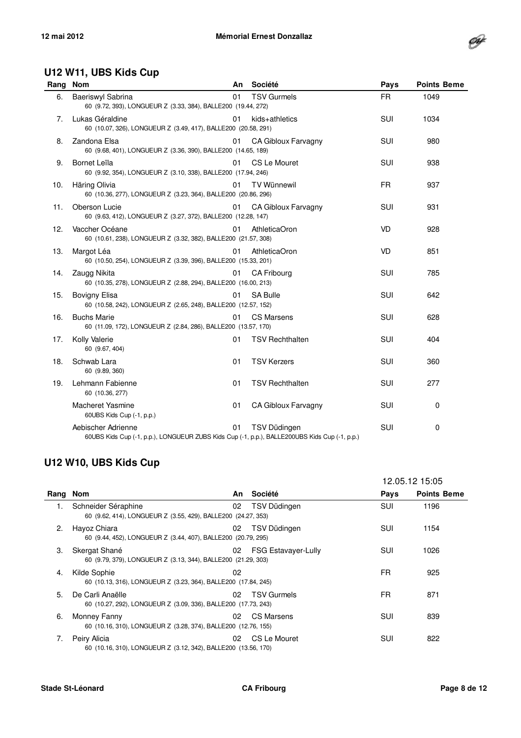## U12 W11, UBS Kids Cup

| Rang | Nom | An | Société | Pays | Points Beme |
|---|---|---|---|---|---|
| 6. | Baeriswyl Sabrina<br>60 (9.72, 393), LONGUEUR Z (3.33, 384), BALLE200 (19.44, 272) | 01 | TSV Gurmels | FR | 1049 |
| 7. | Lukas Géraldine<br>60 (10.07, 326), LONGUEUR Z (3.49, 417), BALLE200 (20.58, 291) | 01 | kids+athletics | SUI | 1034 |
| 8. | Zandona Elsa<br>60 (9.68, 401), LONGUEUR Z (3.36, 390), BALLE200 (14.65, 189) | 01 | CA Gibloux Farvagny | SUI | 980 |
| 9. | Bornet Leïla<br>60 (9.92, 354), LONGUEUR Z (3.10, 338), BALLE200 (17.94, 246) | 01 | CS Le Mouret | SUI | 938 |
| 10. | Häring Olivia<br>60 (10.36, 277), LONGUEUR Z (3.23, 364), BALLE200 (20.86, 296) | 01 | TV Wünnewil | FR | 937 |
| 11. | Oberson Lucie<br>60 (9.63, 412), LONGUEUR Z (3.27, 372), BALLE200 (12.28, 147) | 01 | CA Gibloux Farvagny | SUI | 931 |
| 12. | Vaccher Océane<br>60 (10.61, 238), LONGUEUR Z (3.32, 382), BALLE200 (21.57, 308) | 01 | AthleticaOron | VD | 928 |
| 13. | Margot Léa<br>60 (10.50, 254), LONGUEUR Z (3.39, 396), BALLE200 (15.33, 201) | 01 | AthleticaOron | VD | 851 |
| 14. | Zaugg Nikita<br>60 (10.35, 278), LONGUEUR Z (2.88, 294), BALLE200 (16.00, 213) | 01 | CA Fribourg | SUI | 785 |
| 15. | Bovigny Elisa<br>60 (10.58, 242), LONGUEUR Z (2.65, 248), BALLE200 (12.57, 152) | 01 | SA Bulle | SUI | 642 |
| 16. | Buchs Marie<br>60 (11.09, 172), LONGUEUR Z (2.84, 286), BALLE200 (13.57, 170) | 01 | CS Marsens | SUI | 628 |
| 17. | Kolly Valerie<br>60 (9.67, 404) | 01 | TSV Rechthalten | SUI | 404 |
| 18. | Schwab Lara<br>60 (9.89, 360) | 01 | TSV Kerzers | SUI | 360 |
| 19. | Lehmann Fabienne<br>60 (10.36, 277) | 01 | TSV Rechthalten | SUI | 277 |
| | Macheret Yasmine<br>60UBS Kids Cup (-1, p.p.) | 01 | CA Gibloux Farvagny | SUI | 0 |
| | Aebischer Adrienne<br>60UBS Kids Cup (-1, p.p.), LONGUEUR ZUBS Kids Cup (-1, p.p.), BALLE200UBS Kids Cup (-1, p.p.) | 01 | TSV Düdingen | SUI | 0 |

## U12 W10, UBS Kids Cup

12.05.12 15:05

| Rang | Nom | An | Société | Pays | Points Beme |
|---|---|---|---|---|---|
| 1. | Schneider Séraphine<br>60 (9.62, 414), LONGUEUR Z (3.55, 429), BALLE200 (24.27, 353) | 02 | TSV Düdingen | SUI | 1196 |
| 2. | Hayoz Chiara<br>60 (9.44, 452), LONGUEUR Z (3.44, 407), BALLE200 (20.79, 295) | 02 | TSV Düdingen | SUI | 1154 |
| 3. | Skergat Shané<br>60 (9.79, 379), LONGUEUR Z (3.13, 344), BALLE200 (21.29, 303) | 02 | FSG Estavayer-Lully | SUI | 1026 |
| 4. | Kilde Sophie<br>60 (10.13, 316), LONGUEUR Z (3.23, 364), BALLE200 (17.84, 245) | 02 | | FR | 925 |
| 5. | De Carli Anaëlle<br>60 (10.27, 292), LONGUEUR Z (3.09, 336), BALLE200 (17.73, 243) | 02 | TSV Gurmels | FR | 871 |
| 6. | Monney Fanny<br>60 (10.16, 310), LONGUEUR Z (3.28, 374), BALLE200 (12.76, 155) | 02 | CS Marsens | SUI | 839 |
| 7. | Peiry Alicia<br>60 (10.16, 310), LONGUEUR Z (3.12, 342), BALLE200 (13.56, 170) | 02 | CS Le Mouret | SUI | 822 |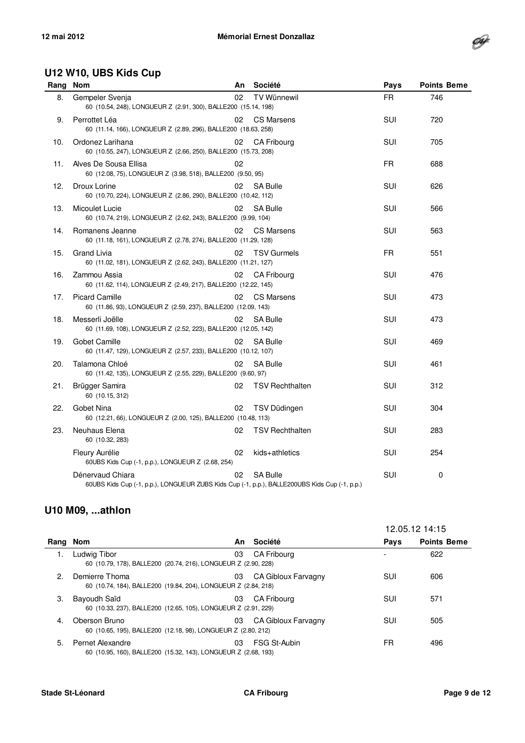## U12 W10, UBS Kids Cup

| Rang | Nom | An | Société | Pays | Points Beme |
|---|---|---|---|---|---|
| 8. | Gempeler Svenja<br>60 (10.54, 248), LONGUEUR Z (2.91, 300), BALLE200 (15.14, 198) | 02 | TV Wünnewil | FR | 746 |
| 9. | Perrottet Léa<br>60 (11.14, 166), LONGUEUR Z (2.89, 296), BALLE200 (18.63, 258) | 02 | CS Marsens | SUI | 720 |
| 10. | Ordonez Larihana<br>60 (10.55, 247), LONGUEUR Z (2.66, 250), BALLE200 (15.73, 208) | 02 | CA Fribourg | SUI | 705 |
| 11. | Alves De Sousa Ellisa<br>60 (12.08, 75), LONGUEUR Z (3.98, 518), BALLE200 (9.50, 95) | 02 | | FR | 688 |
| 12. | Droux Lorine<br>60 (10.70, 224), LONGUEUR Z (2.86, 290), BALLE200 (10.42, 112) | 02 | SA Bulle | SUI | 626 |
| 13. | Micoulet Lucie<br>60 (10.74, 219), LONGUEUR Z (2.62, 243), BALLE200 (9.99, 104) | 02 | SA Bulle | SUI | 566 |
| 14. | Romanens Jeanne<br>60 (11.18, 161), LONGUEUR Z (2.78, 274), BALLE200 (11.29, 128) | 02 | CS Marsens | SUI | 563 |
| 15. | Grand Livia<br>60 (11.02, 181), LONGUEUR Z (2.62, 243), BALLE200 (11.21, 127) | 02 | TSV Gurmels | FR | 551 |
| 16. | Zammou Assia<br>60 (11.62, 114), LONGUEUR Z (2.49, 217), BALLE200 (12.22, 145) | 02 | CA Fribourg | SUI | 476 |
| 17. | Picard Camille<br>60 (11.86, 93), LONGUEUR Z (2.59, 237), BALLE200 (12.09, 143) | 02 | CS Marsens | SUI | 473 |
| 18. | Messerli Joëlle<br>60 (11.69, 108), LONGUEUR Z (2.52, 223), BALLE200 (12.05, 142) | 02 | SA Bulle | SUI | 473 |
| 19. | Gobet Camille<br>60 (11.47, 129), LONGUEUR Z (2.57, 233), BALLE200 (10.12, 107) | 02 | SA Bulle | SUI | 469 |
| 20. | Talamona Chloé<br>60 (11.42, 135), LONGUEUR Z (2.55, 229), BALLE200 (9.60, 97) | 02 | SA Bulle | SUI | 461 |
| 21. | Brügger Samira<br>60 (10.15, 312) | 02 | TSV Rechthalten | SUI | 312 |
| 22. | Gobet Nina<br>60 (12.21, 66), LONGUEUR Z (2.00, 125), BALLE200 (10.48, 113) | 02 | TSV Düdingen | SUI | 304 |
| 23. | Neuhaus Elena<br>60 (10.32, 283) | 02 | TSV Rechthalten | SUI | 283 |
| | Fleury Aurélie<br>60UBS Kids Cup (-1, p.p.), LONGUEUR Z (2.68, 254) | 02 | kids+athletics | SUI | 254 |
| | Dénervaud Chiara<br>60UBS Kids Cup (-1, p.p.), LONGUEUR ZUBS Kids Cup (-1, p.p.), BALLE200UBS Kids Cup (-1, p.p.) | 02 | SA Bulle | SUI | 0 |

## U10 M09, ...athlon

12.05.12 14:15

| Rang | Nom | An | Société | Pays | Points Beme |
|---|---|---|---|---|---|
| 1. | Ludwig Tibor<br>60 (10.79, 178), BALLE200 (20.74, 216), LONGUEUR Z (2.90, 228) | 03 | CA Fribourg | - | 622 |
| 2. | Demierre Thoma<br>60 (10.74, 184), BALLE200 (19.84, 204), LONGUEUR Z (2.84, 218) | 03 | CA Gibloux Farvagny | SUI | 606 |
| 3. | Bayoudh Saïd<br>60 (10.33, 237), BALLE200 (12.65, 105), LONGUEUR Z (2.91, 229) | 03 | CA Fribourg | SUI | 571 |
| 4. | Oberson Bruno<br>60 (10.65, 195), BALLE200 (12.18, 98), LONGUEUR Z (2.80, 212) | 03 | CA Gibloux Farvagny | SUI | 505 |
| 5. | Pernet Alexandre<br>60 (10.95, 160), BALLE200 (15.32, 143), LONGUEUR Z (2.68, 193) | 03 | FSG St-Aubin | FR | 496 |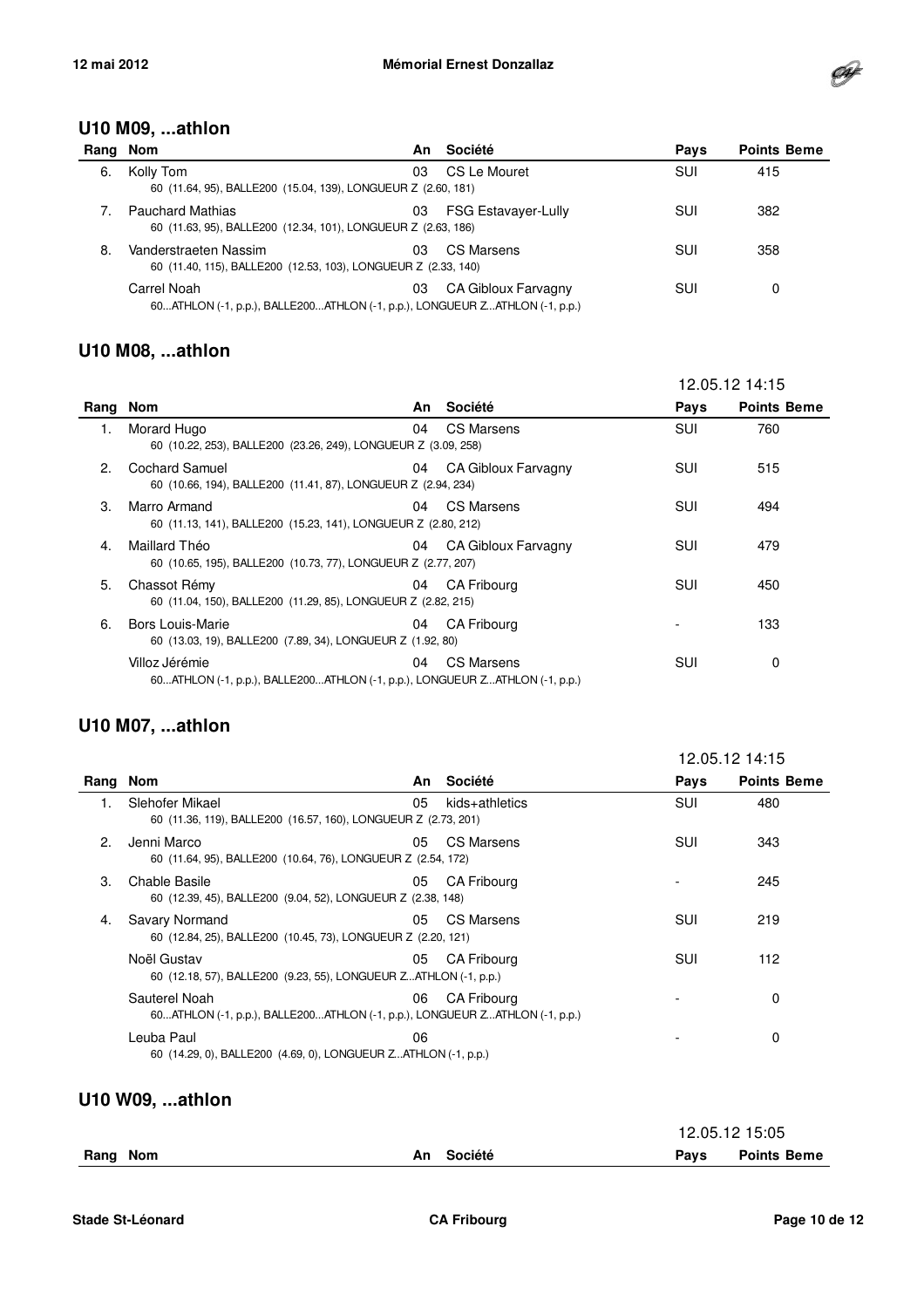## U10 M09, ...athlon

| Rang | Nom | An | Société | Pays | Points Beme |
|---|---|---|---|---|---|
| 6. | Kolly Tom<br>60 (11.64, 95), BALLE200 (15.04, 139), LONGUEUR Z (2.60, 181) | 03 | CS Le Mouret | SUI | 415 |
| 7. | Pauchard Mathias<br>60 (11.63, 95), BALLE200 (12.34, 101), LONGUEUR Z (2.63, 186) | 03 | FSG Estavayer-Lully | SUI | 382 |
| 8. | Vanderstraeten Nassim<br>60 (11.40, 115), BALLE200 (12.53, 103), LONGUEUR Z (2.33, 140) | 03 | CS Marsens | SUI | 358 |
| | Carrel Noah<br>60...ATHLON (-1, p.p.), BALLE200...ATHLON (-1, p.p.), LONGUEUR Z...ATHLON (-1, p.p.) | 03 | CA Gibloux Farvagny | SUI | 0 |

## U10 M08, ...athlon

12.05.12 14:15

| Rang | Nom | An | Société | Pays | Points Beme |
|---|---|---|---|---|---|
| 1. | Morard Hugo<br>60 (10.22, 253), BALLE200 (23.26, 249), LONGUEUR Z (3.09, 258) | 04 | CS Marsens | SUI | 760 |
| 2. | Cochard Samuel<br>60 (10.66, 194), BALLE200 (11.41, 87), LONGUEUR Z (2.94, 234) | 04 | CA Gibloux Farvagny | SUI | 515 |
| 3. | Marro Armand<br>60 (11.13, 141), BALLE200 (15.23, 141), LONGUEUR Z (2.80, 212) | 04 | CS Marsens | SUI | 494 |
| 4. | Maillard Théo<br>60 (10.65, 195), BALLE200 (10.73, 77), LONGUEUR Z (2.77, 207) | 04 | CA Gibloux Farvagny | SUI | 479 |
| 5. | Chassot Rémy<br>60 (11.04, 150), BALLE200 (11.29, 85), LONGUEUR Z (2.82, 215) | 04 | CA Fribourg | SUI | 450 |
| 6. | Bors Louis-Marie<br>60 (13.03, 19), BALLE200 (7.89, 34), LONGUEUR Z (1.92, 80) | 04 | CA Fribourg | - | 133 |
| | Villoz Jérémie<br>60...ATHLON (-1, p.p.), BALLE200...ATHLON (-1, p.p.), LONGUEUR Z...ATHLON (-1, p.p.) | 04 | CS Marsens | SUI | 0 |

## U10 M07, ...athlon

12.05.12 14:15

| Rang | Nom | An | Société | Pays | Points Beme |
|---|---|---|---|---|---|
| 1. | Slehofer Mikael<br>60 (11.36, 119), BALLE200 (16.57, 160), LONGUEUR Z (2.73, 201) | 05 | kids+athletics | SUI | 480 |
| 2. | Jenni Marco<br>60 (11.64, 95), BALLE200 (10.64, 76), LONGUEUR Z (2.54, 172) | 05 | CS Marsens | SUI | 343 |
| 3. | Chable Basile<br>60 (12.39, 45), BALLE200 (9.04, 52), LONGUEUR Z (2.38, 148) | 05 | CA Fribourg | - | 245 |
| 4. | Savary Normand<br>60 (12.84, 25), BALLE200 (10.45, 73), LONGUEUR Z (2.20, 121) | 05 | CS Marsens | SUI | 219 |
| | Noël Gustav<br>60 (12.18, 57), BALLE200 (9.23, 55), LONGUEUR Z...ATHLON (-1, p.p.) | 05 | CA Fribourg | SUI | 112 |
| | Sauterel Noah<br>60...ATHLON (-1, p.p.), BALLE200...ATHLON (-1, p.p.), LONGUEUR Z...ATHLON (-1, p.p.) | 06 | CA Fribourg | - | 0 |
| | Leuba Paul<br>60 (14.29, 0), BALLE200 (4.69, 0), LONGUEUR Z...ATHLON (-1, p.p.) | 06 | | - | 0 |

## U10 W09, ...athlon

12.05.12 15:05

| Rang | Nom | An | Société | Pays | Points Beme |
|---|---|---|---|---|---|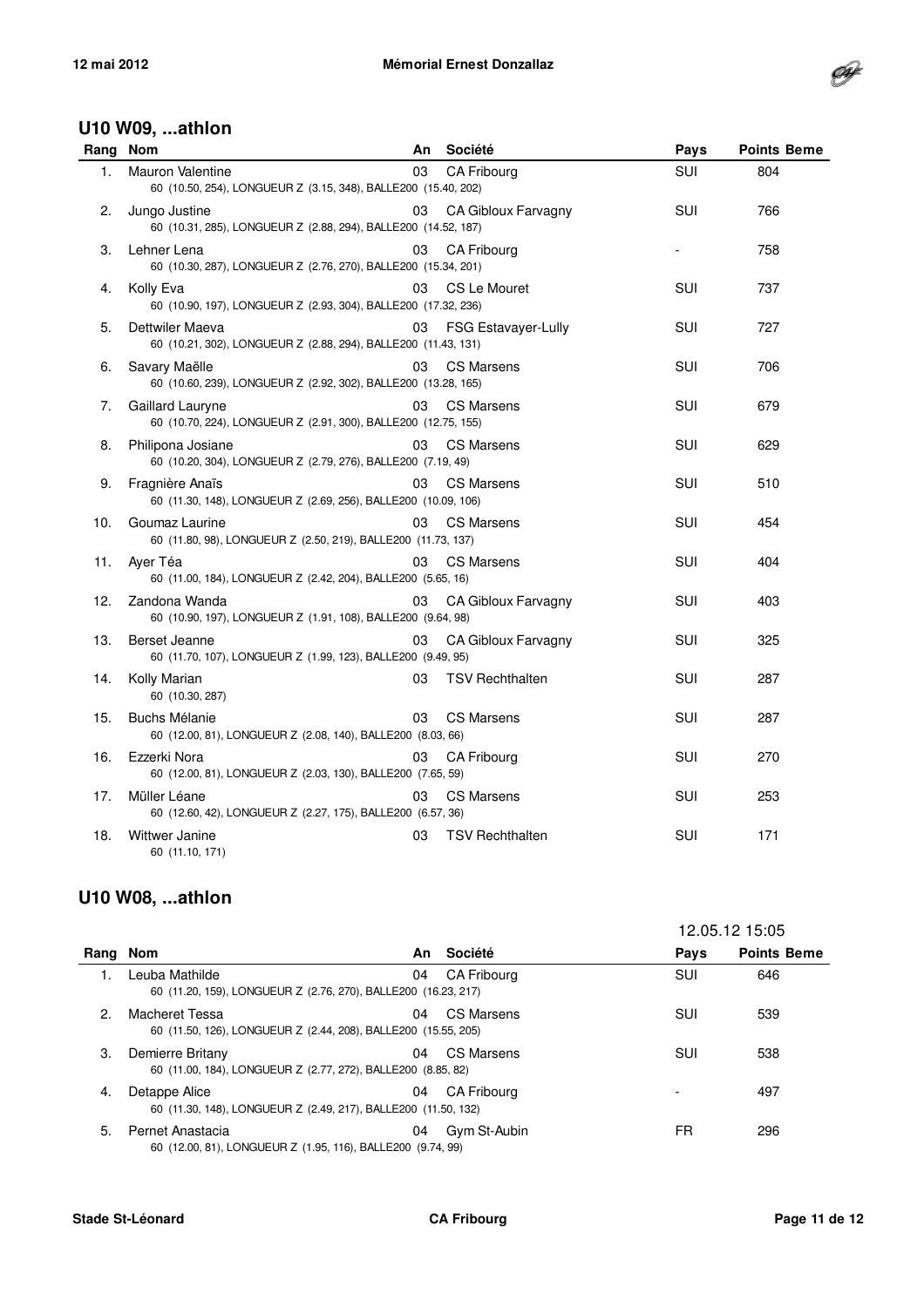## U10 W09, ...athlon

| Rang | Nom | An | Société | Pays | Points Beme |
|---|---|---|---|---|---|
| 1. | Mauron Valentine<br>60 (10.50, 254), LONGUEUR Z (3.15, 348), BALLE200 (15.40, 202) | 03 | CA Fribourg | SUI | 804 |
| 2. | Jungo Justine<br>60 (10.31, 285), LONGUEUR Z (2.88, 294), BALLE200 (14.52, 187) | 03 | CA Gibloux Farvagny | SUI | 766 |
| 3. | Lehner Lena<br>60 (10.30, 287), LONGUEUR Z (2.76, 270), BALLE200 (15.34, 201) | 03 | CA Fribourg | - | 758 |
| 4. | Kolly Eva<br>60 (10.90, 197), LONGUEUR Z (2.93, 304), BALLE200 (17.32, 236) | 03 | CS Le Mouret | SUI | 737 |
| 5. | Dettwiler Maeva<br>60 (10.21, 302), LONGUEUR Z (2.88, 294), BALLE200 (11.43, 131) | 03 | FSG Estavayer-Lully | SUI | 727 |
| 6. | Savary Maëlle<br>60 (10.60, 239), LONGUEUR Z (2.92, 302), BALLE200 (13.28, 165) | 03 | CS Marsens | SUI | 706 |
| 7. | Gaillard Lauryne<br>60 (10.70, 224), LONGUEUR Z (2.91, 300), BALLE200 (12.75, 155) | 03 | CS Marsens | SUI | 679 |
| 8. | Philipona Josiane<br>60 (10.20, 304), LONGUEUR Z (2.79, 276), BALLE200 (7.19, 49) | 03 | CS Marsens | SUI | 629 |
| 9. | Fragnière Anaïs<br>60 (11.30, 148), LONGUEUR Z (2.69, 256), BALLE200 (10.09, 106) | 03 | CS Marsens | SUI | 510 |
| 10. | Goumaz Laurine<br>60 (11.80, 98), LONGUEUR Z (2.50, 219), BALLE200 (11.73, 137) | 03 | CS Marsens | SUI | 454 |
| 11. | Ayer Téa<br>60 (11.00, 184), LONGUEUR Z (2.42, 204), BALLE200 (5.65, 16) | 03 | CS Marsens | SUI | 404 |
| 12. | Zandona Wanda<br>60 (10.90, 197), LONGUEUR Z (1.91, 108), BALLE200 (9.64, 98) | 03 | CA Gibloux Farvagny | SUI | 403 |
| 13. | Berset Jeanne<br>60 (11.70, 107), LONGUEUR Z (1.99, 123), BALLE200 (9.49, 95) | 03 | CA Gibloux Farvagny | SUI | 325 |
| 14. | Kolly Marian<br>60 (10.30, 287) | 03 | TSV Rechthalten | SUI | 287 |
| 15. | Buchs Mélanie<br>60 (12.00, 81), LONGUEUR Z (2.08, 140), BALLE200 (8.03, 66) | 03 | CS Marsens | SUI | 287 |
| 16. | Ezzerki Nora<br>60 (12.00, 81), LONGUEUR Z (2.03, 130), BALLE200 (7.65, 59) | 03 | CA Fribourg | SUI | 270 |
| 17. | Müller Léane<br>60 (12.60, 42), LONGUEUR Z (2.27, 175), BALLE200 (6.57, 36) | 03 | CS Marsens | SUI | 253 |
| 18. | Wittwer Janine<br>60 (11.10, 171) | 03 | TSV Rechthalten | SUI | 171 |

## U10 W08, ...athlon

12.05.12 15:05

| Rang | Nom | An | Société | Pays | Points Beme |
|---|---|---|---|---|---|
| 1. | Leuba Mathilde<br>60 (11.20, 159), LONGUEUR Z (2.76, 270), BALLE200 (16.23, 217) | 04 | CA Fribourg | SUI | 646 |
| 2. | Macheret Tessa<br>60 (11.50, 126), LONGUEUR Z (2.44, 208), BALLE200 (15.55, 205) | 04 | CS Marsens | SUI | 539 |
| 3. | Demierre Britany<br>60 (11.00, 184), LONGUEUR Z (2.77, 272), BALLE200 (8.85, 82) | 04 | CS Marsens | SUI | 538 |
| 4. | Detappe Alice<br>60 (11.30, 148), LONGUEUR Z (2.49, 217), BALLE200 (11.50, 132) | 04 | CA Fribourg | - | 497 |
| 5. | Pernet Anastacia<br>60 (12.00, 81), LONGUEUR Z (1.95, 116), BALLE200 (9.74, 99) | 04 | Gym St-Aubin | FR | 296 |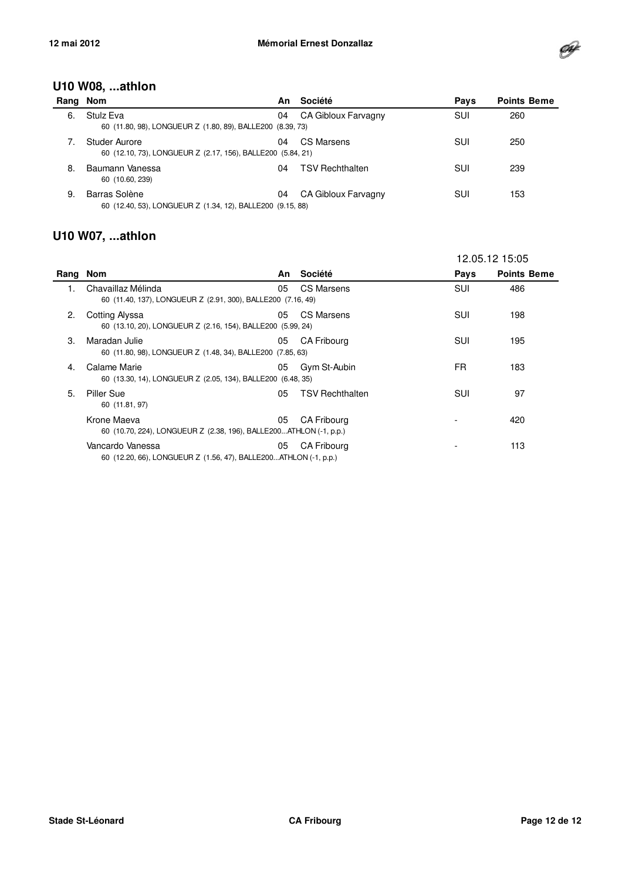## U10 W08, ...athlon

| Rang | Nom | An | Société | Pays | Points Beme |
|---|---|---|---|---|---|
| 6. | Stulz Eva<br>60 (11.80, 98), LONGUEUR Z (1.80, 89), BALLE200 (8.39, 73) | 04 | CA Gibloux Farvagny | SUI | 260 |
| 7. | Studer Aurore<br>60 (12.10, 73), LONGUEUR Z (2.17, 156), BALLE200 (5.84, 21) | 04 | CS Marsens | SUI | 250 |
| 8. | Baumann Vanessa<br>60 (10.60, 239) | 04 | TSV Rechthalten | SUI | 239 |
| 9. | Barras Solène<br>60 (12.40, 53), LONGUEUR Z (1.34, 12), BALLE200 (9.15, 88) | 04 | CA Gibloux Farvagny | SUI | 153 |

## U10 W07, ...athlon

12.05.12 15:05

| Rang | Nom | An | Société | Pays | Points Beme |
|---|---|---|---|---|---|
| 1. | Chavaillaz Mélinda<br>60 (11.40, 137), LONGUEUR Z (2.91, 300), BALLE200 (7.16, 49) | 05 | CS Marsens | SUI | 486 |
| 2. | Cotting Alyssa<br>60 (13.10, 20), LONGUEUR Z (2.16, 154), BALLE200 (5.99, 24) | 05 | CS Marsens | SUI | 198 |
| 3. | Maradan Julie<br>60 (11.80, 98), LONGUEUR Z (1.48, 34), BALLE200 (7.85, 63) | 05 | CA Fribourg | SUI | 195 |
| 4. | Calame Marie<br>60 (13.30, 14), LONGUEUR Z (2.05, 134), BALLE200 (6.48, 35) | 05 | Gym St-Aubin | FR | 183 |
| 5. | Piller Sue<br>60 (11.81, 97) | 05 | TSV Rechthalten | SUI | 97 |
| | Krone Maeva<br>60 (10.70, 224), LONGUEUR Z (2.38, 196), BALLE200...ATHLON (-1, p.p.) | 05 | CA Fribourg | - | 420 |
| | Vancardo Vanessa<br>60 (12.20, 66), LONGUEUR Z (1.56, 47), BALLE200...ATHLON (-1, p.p.) | 05 | CA Fribourg | - | 113 |